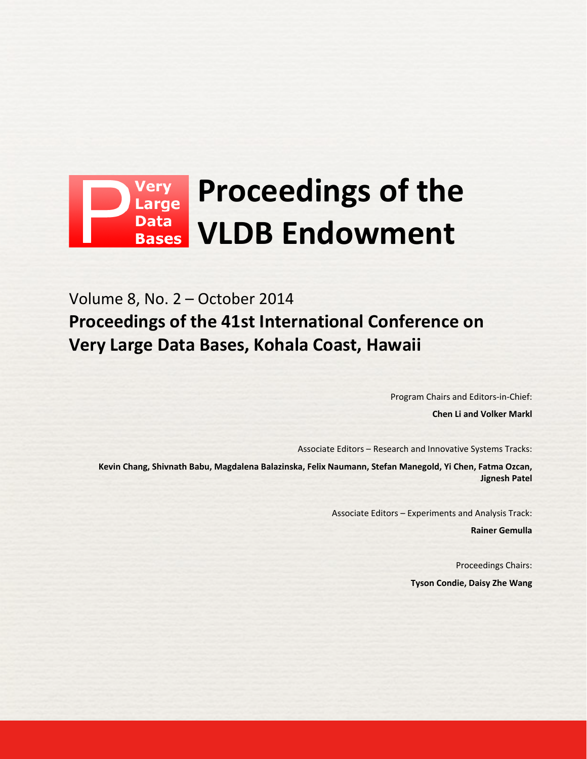# Proceedings of the VLDB Endowment

Very Large Data Bases

Volume 8, No. 2 – October 2014

## Proceedings of the 41st International Conference on Very Large Data Bases, Kohala Coast, Hawaii

Program Chairs and Editors-in-Chief:

**Chen Li and Volker Markl**

Associate Editors – Research and Innovative Systems Tracks:

**Kevin Chang, Shivnath Babu, Magdalena Balazinska, Felix Naumann, Stefan Manegold, Yi Chen, Fatma Ozcan, Jignesh Patel**

Associate Editors – Experiments and Analysis Track:

**Rainer Gemulla**

Proceedings Chairs:

**Tyson Condie, Daisy Zhe Wang**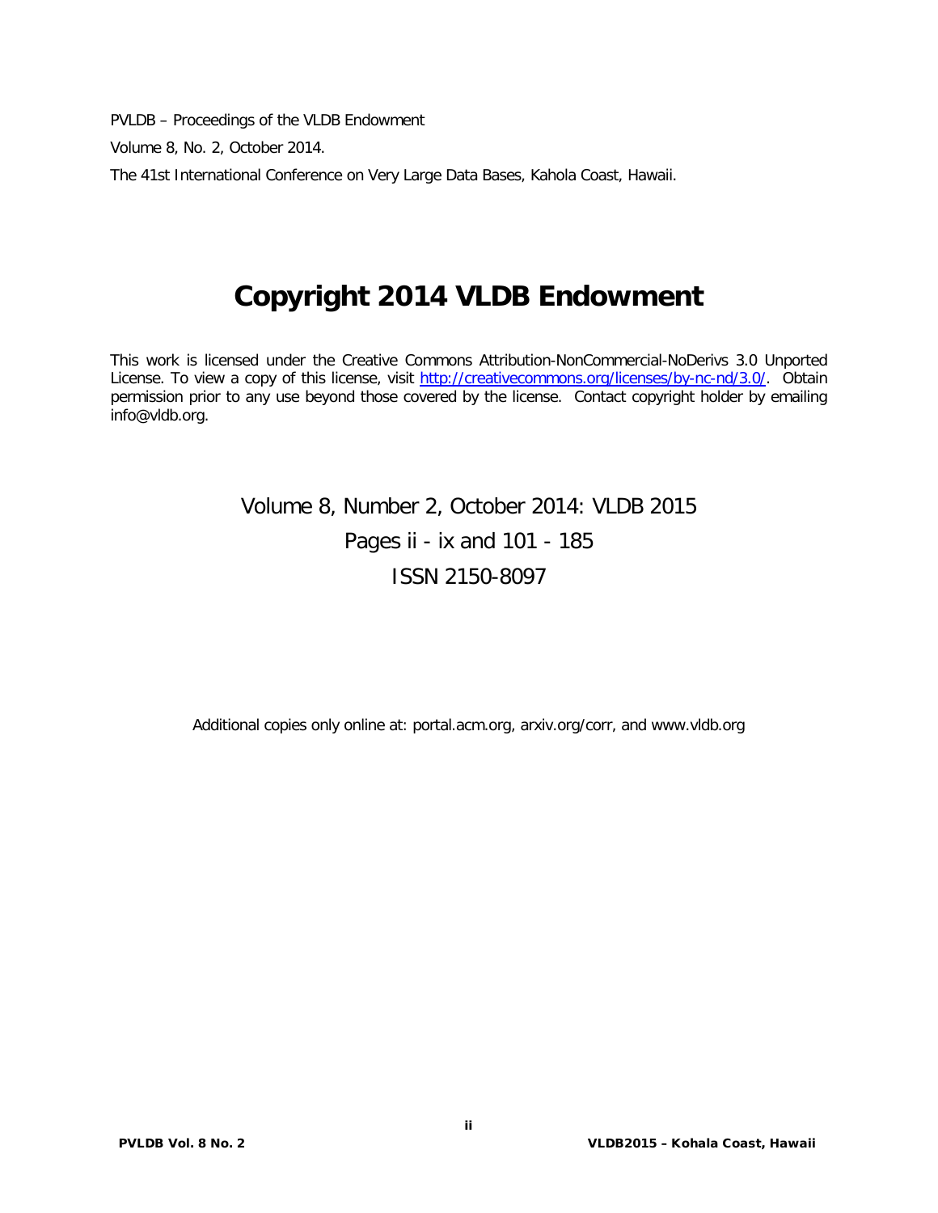PVLDB – Proceedings of the VLDB Endowment

Volume 8, No. 2, October 2014.

The 41st International Conference on Very Large Data Bases, Kahola Coast, Hawaii.

# Copyright 2014 VLDB Endowment

This work is licensed under the Creative Commons Attribution-NonCommercial-NoDerivs 3.0 Unported License. To view a copy of this license, visit http://creativecommons.org/licenses/by-nc-nd/3.0/. Obtain permission prior to any use beyond those covered by the license. Contact copyright holder by emailing info@vldb.org.

Volume 8, Number 2, October 2014: VLDB 2015

Pages ii - ix and 101 - 185

ISSN 2150-8097

Additional copies only online at: portal.acm.org, arxiv.org/corr, and www.vldb.org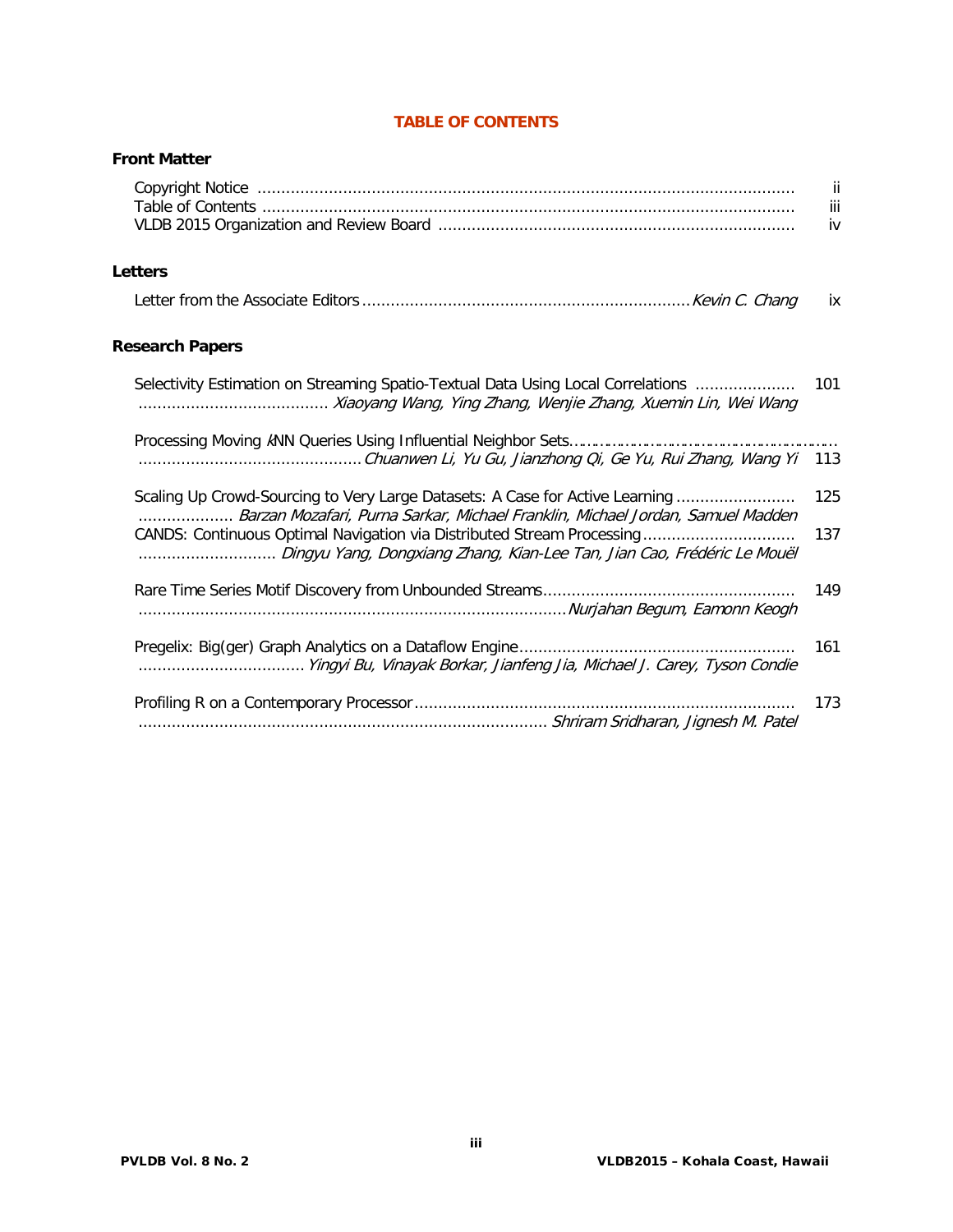# TABLE OF CONTENTS

## Front Matter

Copyright Notice ........................................ ii
Table of Contents ........................................ iii
VLDB 2015 Organization and Review Board ........................................ iv

## Letters

Letter from the Associate Editors ........................................ *Kevin C. Chang* ix

## Research Papers

Selectivity Estimation on Streaming Spatio-Textual Data Using Local Correlations ........................................ 101
........................................ *Xiaoyang Wang, Ying Zhang, Wenjie Zhang, Xuemin Lin, Wei Wang*

Processing Moving *k*NN Queries Using Influential Neighbor Sets........................................
........................................ *Chuanwen Li, Yu Gu, Jianzhong Qi, Ge Yu, Rui Zhang, Wang Yi* 113

Scaling Up Crowd-Sourcing to Very Large Datasets: A Case for Active Learning ........................................ 125
........................................ *Barzan Mozafari, Purna Sarkar, Michael Franklin, Michael Jordan, Samuel Madden*

CANDS: Continuous Optimal Navigation via Distributed Stream Processing ........................................ 137
........................................ *Dingyu Yang, Dongxiang Zhang, Kian-Lee Tan, Jian Cao, Frédéric Le Mouël*

Rare Time Series Motif Discovery from Unbounded Streams ........................................ 149
........................................ *Nurjahan Begum, Eamonn Keogh*

Pregelix: Big(ger) Graph Analytics on a Dataflow Engine ........................................ 161
........................................ *Yingyi Bu, Vinayak Borkar, Jianfeng Jia, Michael J. Carey, Tyson Condie*

Profiling R on a Contemporary Processor ........................................ 173
........................................ *Shriram Sridharan, Jignesh M. Patel*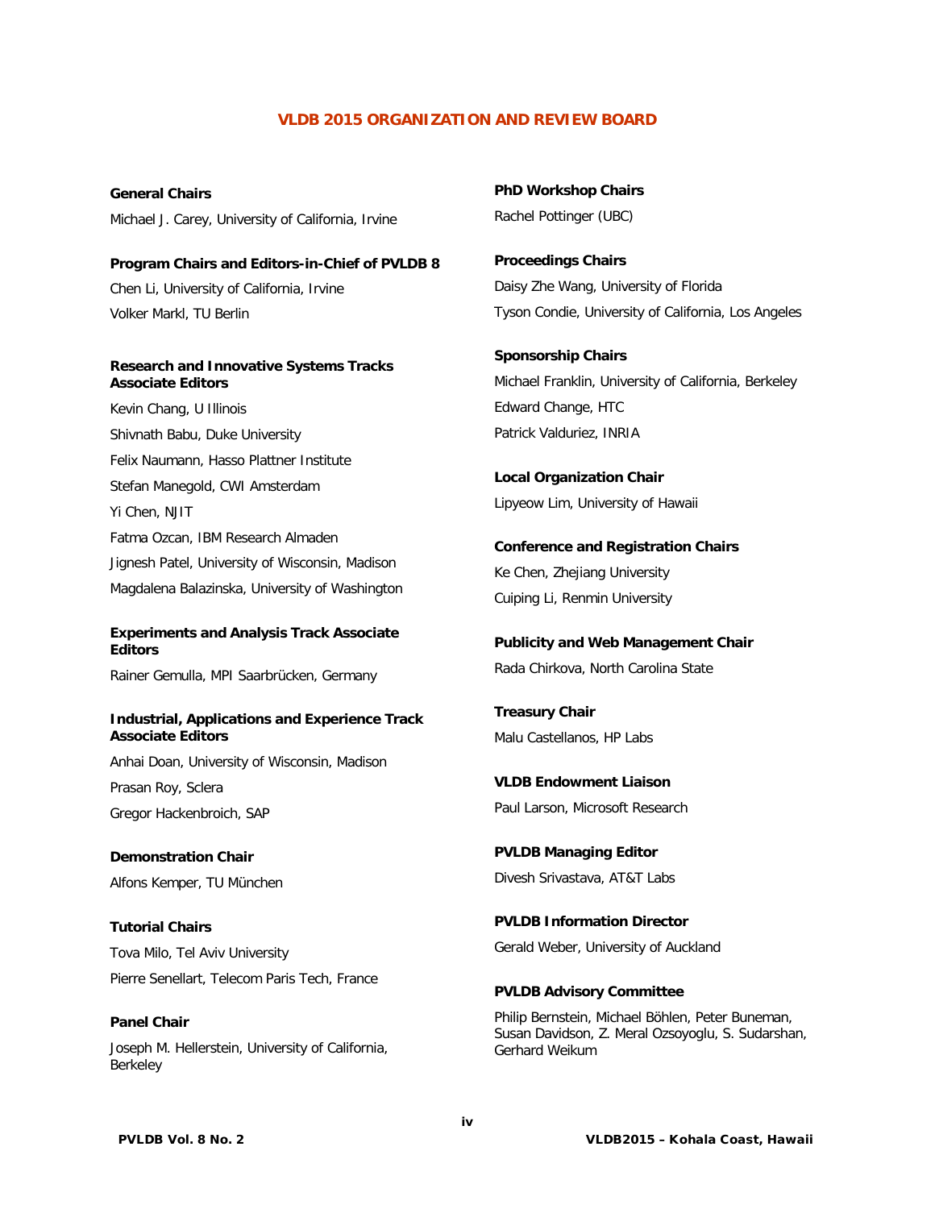# VLDB 2015 ORGANIZATION AND REVIEW BOARD

**General Chairs**

Michael J. Carey, University of California, Irvine

**Program Chairs and Editors-in-Chief of PVLDB 8**

Chen Li, University of California, Irvine

Volker Markl, TU Berlin

**Research and Innovative Systems Tracks Associate Editors**

Kevin Chang, U Illinois

Shivnath Babu, Duke University

Felix Naumann, Hasso Plattner Institute

Stefan Manegold, CWI Amsterdam

Yi Chen, NJIT

Fatma Ozcan, IBM Research Almaden

Jignesh Patel, University of Wisconsin, Madison

Magdalena Balazinska, University of Washington

**Experiments and Analysis Track Associate Editors**

Rainer Gemulla, MPI Saarbrücken, Germany

**Industrial, Applications and Experience Track Associate Editors**

Anhai Doan, University of Wisconsin, Madison

Prasan Roy, Sclera

Gregor Hackenbroich, SAP

**Demonstration Chair**

Alfons Kemper, TU München

**Tutorial Chairs**

Tova Milo, Tel Aviv University

Pierre Senellart, Telecom Paris Tech, France

**Panel Chair**

Joseph M. Hellerstein, University of California, Berkeley

**PhD Workshop Chairs**

Rachel Pottinger (UBC)

**Proceedings Chairs**

Daisy Zhe Wang, University of Florida

Tyson Condie, University of California, Los Angeles

**Sponsorship Chairs**

Michael Franklin, University of California, Berkeley

Edward Change, HTC

Patrick Valduriez, INRIA

**Local Organization Chair**

Lipyeow Lim, University of Hawaii

**Conference and Registration Chairs**

Ke Chen, Zhejiang University

Cuiping Li, Renmin University

**Publicity and Web Management Chair**

Rada Chirkova, North Carolina State

**Treasury Chair**

Malu Castellanos, HP Labs

**VLDB Endowment Liaison**

Paul Larson, Microsoft Research

**PVLDB Managing Editor**

Divesh Srivastava, AT&T Labs

**PVLDB Information Director**

Gerald Weber, University of Auckland

**PVLDB Advisory Committee**

Philip Bernstein, Michael Böhlen, Peter Buneman, Susan Davidson, Z. Meral Ozsoyoglu, S. Sudarshan, Gerhard Weikum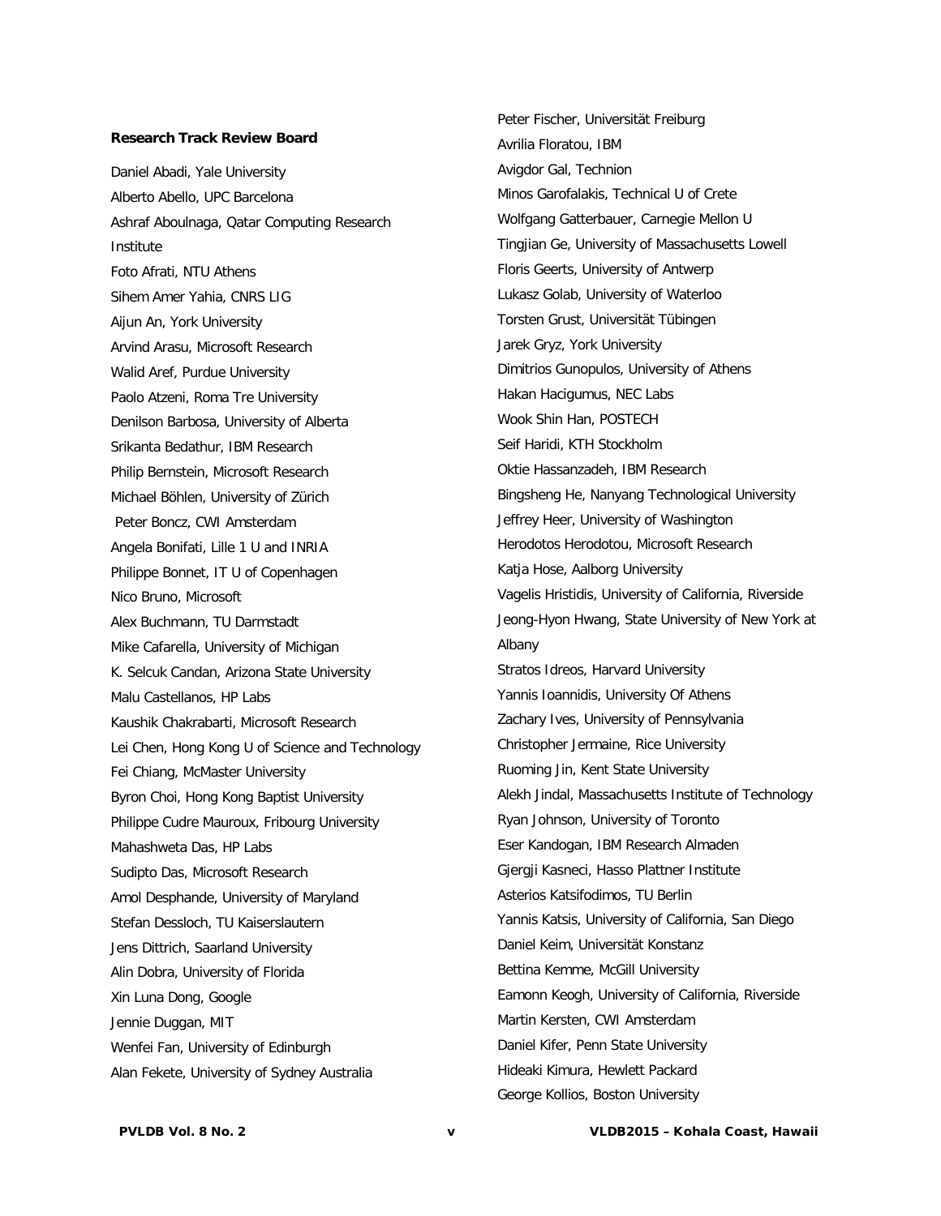**Research Track Review Board**

Daniel Abadi, Yale University

Alberto Abello, UPC Barcelona

Ashraf Aboulnaga, Qatar Computing Research Institute

Foto Afrati, NTU Athens

Sihem Amer Yahia, CNRS LIG

Aijun An, York University

Arvind Arasu, Microsoft Research

Walid Aref, Purdue University

Paolo Atzeni, Roma Tre University

Denilson Barbosa, University of Alberta

Srikanta Bedathur, IBM Research

Philip Bernstein, Microsoft Research

Michael Böhlen, University of Zürich

Peter Boncz, CWI Amsterdam

Angela Bonifati, Lille 1 U and INRIA

Philippe Bonnet, IT U of Copenhagen

Nico Bruno, Microsoft

Alex Buchmann, TU Darmstadt

Mike Cafarella, University of Michigan

K. Selcuk Candan, Arizona State University

Malu Castellanos, HP Labs

Kaushik Chakrabarti, Microsoft Research

Lei Chen, Hong Kong U of Science and Technology

Fei Chiang, McMaster University

Byron Choi, Hong Kong Baptist University

Philippe Cudre Mauroux, Fribourg University

Mahashweta Das, HP Labs

Sudipto Das, Microsoft Research

Amol Desphande, University of Maryland

Stefan Dessloch, TU Kaiserslautern

Jens Dittrich, Saarland University

Alin Dobra, University of Florida

Xin Luna Dong, Google

Jennie Duggan, MIT

Wenfei Fan, University of Edinburgh

Alan Fekete, University of Sydney Australia

Peter Fischer, Universität Freiburg

Avrilia Floratou, IBM

Avigdor Gal, Technion

Minos Garofalakis, Technical U of Crete

Wolfgang Gatterbauer, Carnegie Mellon U

Tingjian Ge, University of Massachusetts Lowell

Floris Geerts, University of Antwerp

Lukasz Golab, University of Waterloo

Torsten Grust, Universität Tübingen

Jarek Gryz, York University

Dimitrios Gunopulos, University of Athens

Hakan Hacigumus, NEC Labs

Wook Shin Han, POSTECH

Seif Haridi, KTH Stockholm

Oktie Hassanzadeh, IBM Research

Bingsheng He, Nanyang Technological University

Jeffrey Heer, University of Washington

Herodotos Herodotou, Microsoft Research

Katja Hose, Aalborg University

Vagelis Hristidis, University of California, Riverside

Jeong-Hyon Hwang, State University of New York at Albany

Stratos Idreos, Harvard University

Yannis Ioannidis, University Of Athens

Zachary Ives, University of Pennsylvania

Christopher Jermaine, Rice University

Ruoming Jin, Kent State University

Alekh Jindal, Massachusetts Institute of Technology

Ryan Johnson, University of Toronto

Eser Kandogan, IBM Research Almaden

Gjergji Kasneci, Hasso Plattner Institute

Asterios Katsifodimos, TU Berlin

Yannis Katsis, University of California, San Diego

Daniel Keim, Universität Konstanz

Bettina Kemme, McGill University

Eamonn Keogh, University of California, Riverside

Martin Kersten, CWI Amsterdam

Daniel Kifer, Penn State University

Hideaki Kimura, Hewlett Packard

George Kollios, Boston University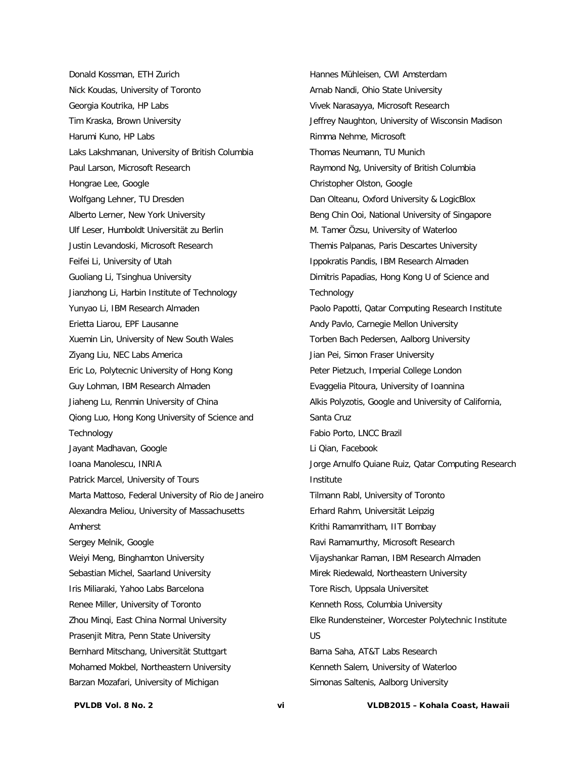Donald Kossman, ETH Zurich
Nick Koudas, University of Toronto
Georgia Koutrika, HP Labs
Tim Kraska, Brown University
Harumi Kuno, HP Labs
Laks Lakshmanan, University of British Columbia
Paul Larson, Microsoft Research
Hongrae Lee, Google
Wolfgang Lehner, TU Dresden
Alberto Lerner, New York University
Ulf Leser, Humboldt Universität zu Berlin
Justin Levandoski, Microsoft Research
Feifei Li, University of Utah
Guoliang Li, Tsinghua University
Jianzhong Li, Harbin Institute of Technology
Yunyao Li, IBM Research Almaden
Erietta Liarou, EPF Lausanne
Xuemin Lin, University of New South Wales
Ziyang Liu, NEC Labs America
Eric Lo, Polytecnic University of Hong Kong
Guy Lohman, IBM Research Almaden
Jiaheng Lu, Renmin University of China
Qiong Luo, Hong Kong University of Science and Technology
Jayant Madhavan, Google
Ioana Manolescu, INRIA
Patrick Marcel, University of Tours
Marta Mattoso, Federal University of Rio de Janeiro
Alexandra Meliou, University of Massachusetts Amherst
Sergey Melnik, Google
Weiyi Meng, Binghamton University
Sebastian Michel, Saarland University
Iris Miliaraki, Yahoo Labs Barcelona
Renee Miller, University of Toronto
Zhou Minqi, East China Normal University
Prasenjit Mitra, Penn State University
Bernhard Mitschang, Universität Stuttgart
Mohamed Mokbel, Northeastern University
Barzan Mozafari, University of Michigan
Hannes Mühleisen, CWI Amsterdam
Arnab Nandi, Ohio State University
Vivek Narasayya, Microsoft Research
Jeffrey Naughton, University of Wisconsin Madison
Rimma Nehme, Microsoft
Thomas Neumann, TU Munich
Raymond Ng, University of British Columbia
Christopher Olston, Google
Dan Olteanu, Oxford University & LogicBlox
Beng Chin Ooi, National University of Singapore
M. Tamer Özsu, University of Waterloo
Themis Palpanas, Paris Descartes University
Ippokratis Pandis, IBM Research Almaden
Dimitris Papadias, Hong Kong U of Science and Technology
Paolo Papotti, Qatar Computing Research Institute
Andy Pavlo, Carnegie Mellon University
Torben Bach Pedersen, Aalborg University
Jian Pei, Simon Fraser University
Peter Pietzuch, Imperial College London
Evaggelia Pitoura, University of Ioannina
Alkis Polyzotis, Google and University of California, Santa Cruz
Fabio Porto, LNCC Brazil
Li Qian, Facebook
Jorge Arnulfo Quiane Ruiz, Qatar Computing Research Institute
Tilmann Rabl, University of Toronto
Erhard Rahm, Universität Leipzig
Krithi Ramamritham, IIT Bombay
Ravi Ramamurthy, Microsoft Research
Vijayshankar Raman, IBM Research Almaden
Mirek Riedewald, Northeastern University
Tore Risch, Uppsala Universitet
Kenneth Ross, Columbia University
Elke Rundensteiner, Worcester Polytechnic Institute US
Barna Saha, AT&T Labs Research
Kenneth Salem, University of Waterloo
Simonas Saltenis, Aalborg University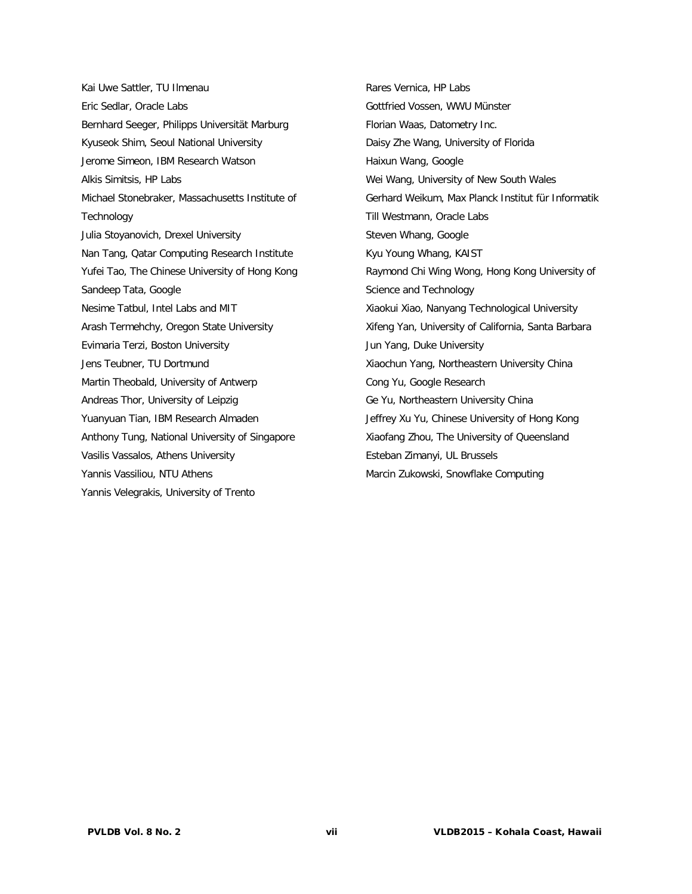Kai Uwe Sattler, TU Ilmenau
Eric Sedlar, Oracle Labs
Bernhard Seeger, Philipps Universität Marburg
Kyuseok Shim, Seoul National University
Jerome Simeon, IBM Research Watson
Alkis Simitsis, HP Labs
Michael Stonebraker, Massachusetts Institute of Technology
Julia Stoyanovich, Drexel University
Nan Tang, Qatar Computing Research Institute
Yufei Tao, The Chinese University of Hong Kong
Sandeep Tata, Google
Nesime Tatbul, Intel Labs and MIT
Arash Termehchy, Oregon State University
Evimaria Terzi, Boston University
Jens Teubner, TU Dortmund
Martin Theobald, University of Antwerp
Andreas Thor, University of Leipzig
Yuanyuan Tian, IBM Research Almaden
Anthony Tung, National University of Singapore
Vasilis Vassalos, Athens University
Yannis Vassiliou, NTU Athens
Yannis Velegrakis, University of Trento
Rares Vernica, HP Labs
Gottfried Vossen, WWU Münster
Florian Waas, Datometry Inc.
Daisy Zhe Wang, University of Florida
Haixun Wang, Google
Wei Wang, University of New South Wales
Gerhard Weikum, Max Planck Institut für Informatik
Till Westmann, Oracle Labs
Steven Whang, Google
Kyu Young Whang, KAIST
Raymond Chi Wing Wong, Hong Kong University of Science and Technology
Xiaokui Xiao, Nanyang Technological University
Xifeng Yan, University of California, Santa Barbara
Jun Yang, Duke University
Xiaochun Yang, Northeastern University China
Cong Yu, Google Research
Ge Yu, Northeastern University China
Jeffrey Xu Yu, Chinese University of Hong Kong
Xiaofang Zhou, The University of Queensland
Esteban Zimanyi, UL Brussels
Marcin Zukowski, Snowflake Computing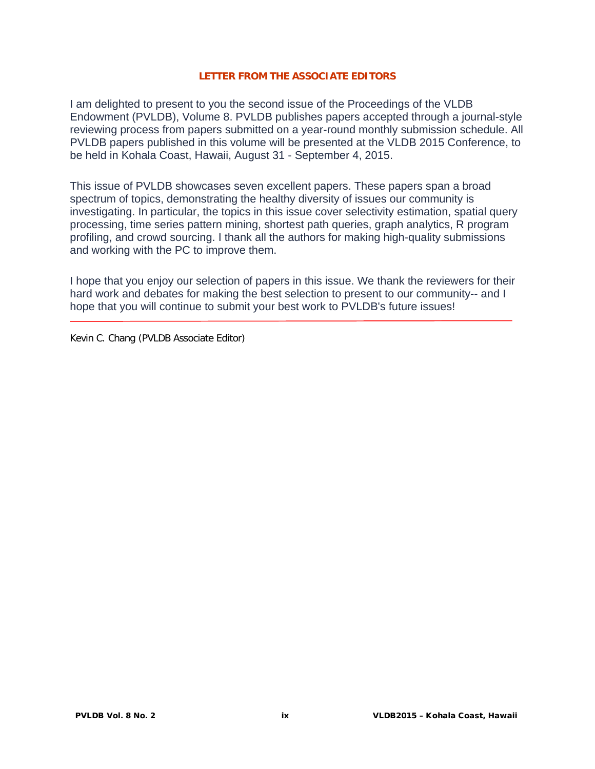## LETTER FROM THE ASSOCIATE EDITORS

I am delighted to present to you the second issue of the Proceedings of the VLDB Endowment (PVLDB), Volume 8. PVLDB publishes papers accepted through a journal-style reviewing process from papers submitted on a year-round monthly submission schedule. All PVLDB papers published in this volume will be presented at the VLDB 2015 Conference, to be held in Kohala Coast, Hawaii, August 31 - September 4, 2015.

This issue of PVLDB showcases seven excellent papers. These papers span a broad spectrum of topics, demonstrating the healthy diversity of issues our community is investigating. In particular, the topics in this issue cover selectivity estimation, spatial query processing, time series pattern mining, shortest path queries, graph analytics, R program profiling, and crowd sourcing. I thank all the authors for making high-quality submissions and working with the PC to improve them.

I hope that you enjoy our selection of papers in this issue. We thank the reviewers for their hard work and debates for making the best selection to present to our community-- and I hope that you will continue to submit your best work to PVLDB's future issues!

---

Kevin C. Chang (PVLDB Associate Editor)